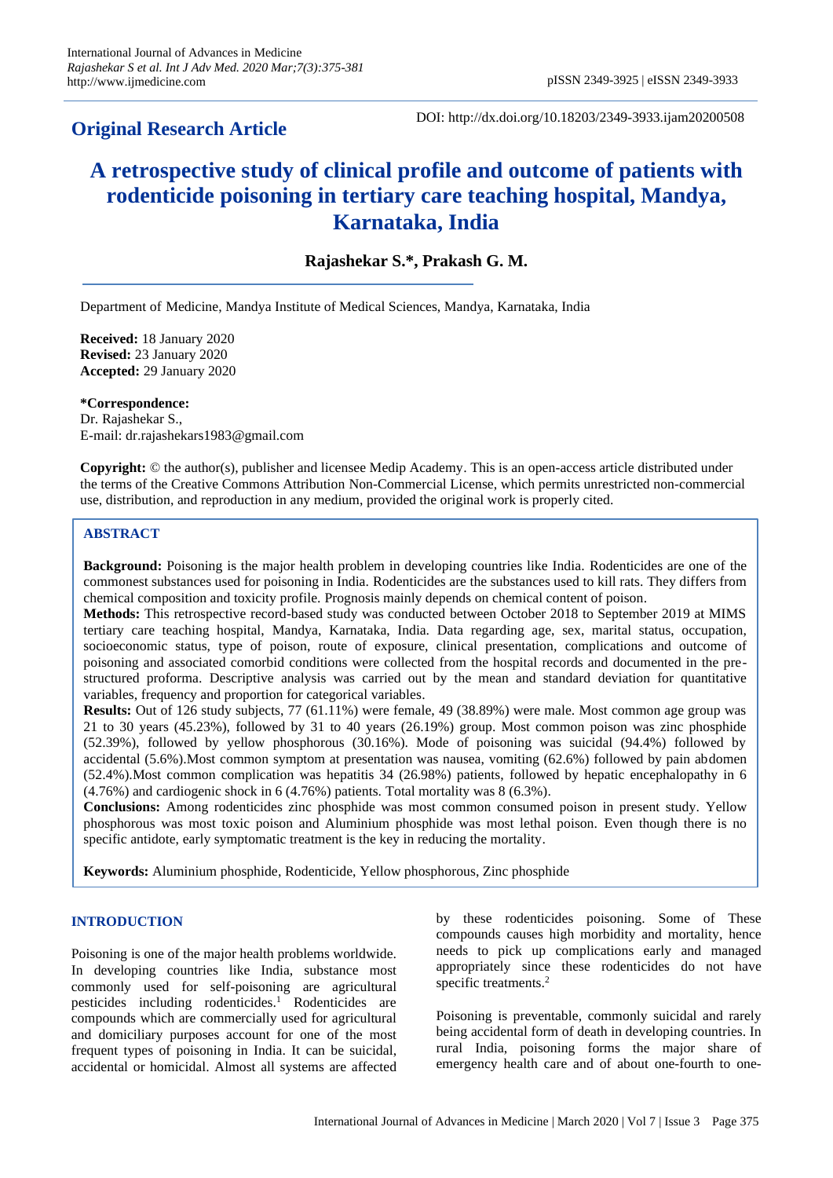**Original Research Article**

DOI: http://dx.doi.org/10.18203/2349-3933.ijam20200508

# A retrospective study of clinical profile and outcome of patients with rodenticide poisoning in tertiary care teaching hospital, Mandya, Karnataka, India

**Rajashekar S.*, Prakash G. M.**

Department of Medicine, Mandya Institute of Medical Sciences, Mandya, Karnataka, India

**Received:** 18 January 2020
**Revised:** 23 January 2020
**Accepted:** 29 January 2020

***Correspondence:**
Dr. Rajashekar S.,
E-mail: dr.rajashekars1983@gmail.com

**Copyright:** © the author(s), publisher and licensee Medip Academy. This is an open-access article distributed under the terms of the Creative Commons Attribution Non-Commercial License, which permits unrestricted non-commercial use, distribution, and reproduction in any medium, provided the original work is properly cited.

## ABSTRACT

**Background:** Poisoning is the major health problem in developing countries like India. Rodenticides are one of the commonest substances used for poisoning in India. Rodenticides are the substances used to kill rats. They differs from chemical composition and toxicity profile. Prognosis mainly depends on chemical content of poison.

**Methods:** This retrospective record-based study was conducted between October 2018 to September 2019 at MIMS tertiary care teaching hospital, Mandya, Karnataka, India. Data regarding age, sex, marital status, occupation, socioeconomic status, type of poison, route of exposure, clinical presentation, complications and outcome of poisoning and associated comorbid conditions were collected from the hospital records and documented in the pre-structured proforma. Descriptive analysis was carried out by the mean and standard deviation for quantitative variables, frequency and proportion for categorical variables.

**Results:** Out of 126 study subjects, 77 (61.11%) were female, 49 (38.89%) were male. Most common age group was 21 to 30 years (45.23%), followed by 31 to 40 years (26.19%) group. Most common poison was zinc phosphide (52.39%), followed by yellow phosphorous (30.16%). Mode of poisoning was suicidal (94.4%) followed by accidental (5.6%).Most common symptom at presentation was nausea, vomiting (62.6%) followed by pain abdomen (52.4%).Most common complication was hepatitis 34 (26.98%) patients, followed by hepatic encephalopathy in 6 (4.76%) and cardiogenic shock in 6 (4.76%) patients. Total mortality was 8 (6.3%).

**Conclusions:** Among rodenticides zinc phosphide was most common consumed poison in present study. Yellow phosphorous was most toxic poison and Aluminium phosphide was most lethal poison. Even though there is no specific antidote, early symptomatic treatment is the key in reducing the mortality.

**Keywords:** Aluminium phosphide, Rodenticide, Yellow phosphorous, Zinc phosphide

## INTRODUCTION

Poisoning is one of the major health problems worldwide. In developing countries like India, substance most commonly used for self-poisoning are agricultural pesticides including rodenticides.[1] Rodenticides are compounds which are commercially used for agricultural and domiciliary purposes account for one of the most frequent types of poisoning in India. It can be suicidal, accidental or homicidal. Almost all systems are affected by these rodenticides poisoning. Some of These compounds causes high morbidity and mortality, hence needs to pick up complications early and managed appropriately since these rodenticides do not have specific treatments.[2]

Poisoning is preventable, commonly suicidal and rarely being accidental form of death in developing countries. In rural India, poisoning forms the major share of emergency health care and of about one-fourth to one-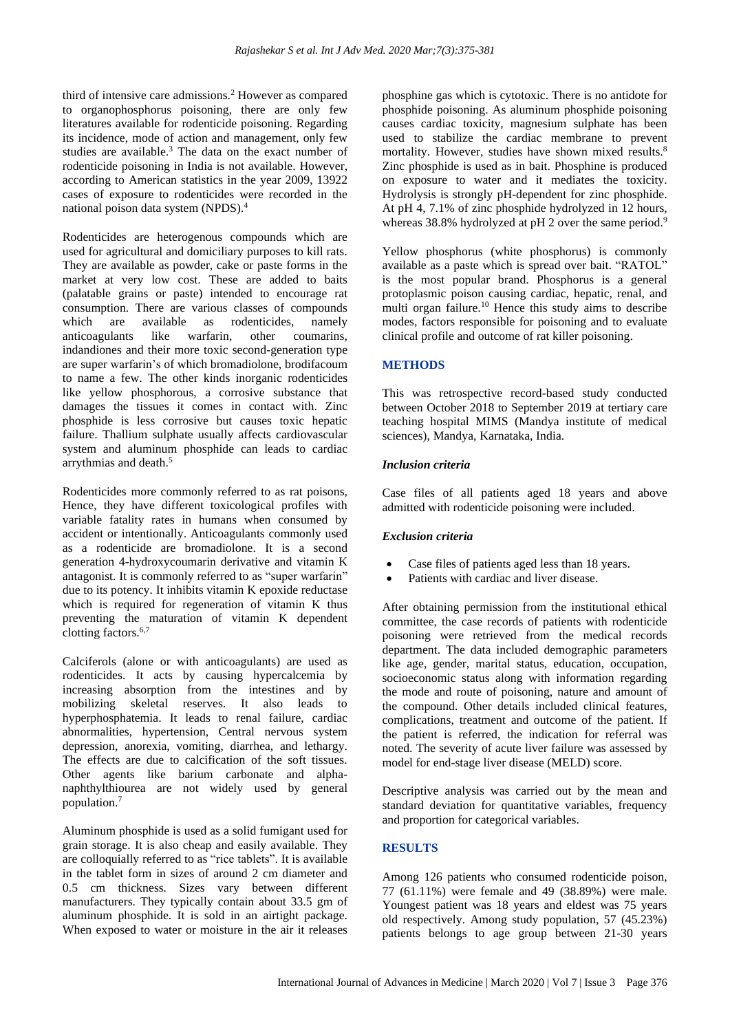third of intensive care admissions.[2] However as compared to organophosphorus poisoning, there are only few literatures available for rodenticide poisoning. Regarding its incidence, mode of action and management, only few studies are available.[3] The data on the exact number of rodenticide poisoning in India is not available. However, according to American statistics in the year 2009, 13922 cases of exposure to rodenticides were recorded in the national poison data system (NPDS).[4]

Rodenticides are heterogenous compounds which are used for agricultural and domiciliary purposes to kill rats. They are available as powder, cake or paste forms in the market at very low cost. These are added to baits (palatable grains or paste) intended to encourage rat consumption. There are various classes of compounds which are available as rodenticides, namely anticoagulants like warfarin, other coumarins, indandiones and their more toxic second-generation type are super warfarin's of which bromadiolone, brodifacoum to name a few. The other kinds inorganic rodenticides like yellow phosphorous, a corrosive substance that damages the tissues it comes in contact with. Zinc phosphide is less corrosive but causes toxic hepatic failure. Thallium sulphate usually affects cardiovascular system and aluminum phosphide can leads to cardiac arrythmias and death.[5]

Rodenticides more commonly referred to as rat poisons, Hence, they have different toxicological profiles with variable fatality rates in humans when consumed by accident or intentionally. Anticoagulants commonly used as a rodenticide are bromadiolone. It is a second generation 4-hydroxycoumarin derivative and vitamin K antagonist. It is commonly referred to as "super warfarin" due to its potency. It inhibits vitamin K epoxide reductase which is required for regeneration of vitamin K thus preventing the maturation of vitamin K dependent clotting factors.[6,7]

Calciferols (alone or with anticoagulants) are used as rodenticides. It acts by causing hypercalcemia by increasing absorption from the intestines and by mobilizing skeletal reserves. It also leads to hyperphosphatemia. It leads to renal failure, cardiac abnormalities, hypertension, Central nervous system depression, anorexia, vomiting, diarrhea, and lethargy. The effects are due to calcification of the soft tissues. Other agents like barium carbonate and alpha-naphthylthiourea are not widely used by general population.[7]

Aluminum phosphide is used as a solid fumigant used for grain storage. It is also cheap and easily available. They are colloquially referred to as "rice tablets". It is available in the tablet form in sizes of around 2 cm diameter and 0.5 cm thickness. Sizes vary between different manufacturers. They typically contain about 33.5 gm of aluminum phosphide. It is sold in an airtight package. When exposed to water or moisture in the air it releases phosphine gas which is cytotoxic. There is no antidote for phosphide poisoning. As aluminum phosphide poisoning causes cardiac toxicity, magnesium sulphate has been used to stabilize the cardiac membrane to prevent mortality. However, studies have shown mixed results.[8] Zinc phosphide is used as in bait. Phosphine is produced on exposure to water and it mediates the toxicity. Hydrolysis is strongly pH-dependent for zinc phosphide. At pH 4, 7.1% of zinc phosphide hydrolyzed in 12 hours, whereas 38.8% hydrolyzed at pH 2 over the same period.[9]

Yellow phosphorus (white phosphorus) is commonly available as a paste which is spread over bait. "RATOL" is the most popular brand. Phosphorus is a general protoplasmic poison causing cardiac, hepatic, renal, and multi organ failure.[10] Hence this study aims to describe modes, factors responsible for poisoning and to evaluate clinical profile and outcome of rat killer poisoning.

## METHODS

This was retrospective record-based study conducted between October 2018 to September 2019 at tertiary care teaching hospital MIMS (Mandya institute of medical sciences), Mandya, Karnataka, India.

### *Inclusion criteria*

Case files of all patients aged 18 years and above admitted with rodenticide poisoning were included.

### *Exclusion criteria*

- Case files of patients aged less than 18 years.
- Patients with cardiac and liver disease.

After obtaining permission from the institutional ethical committee, the case records of patients with rodenticide poisoning were retrieved from the medical records department. The data included demographic parameters like age, gender, marital status, education, occupation, socioeconomic status along with information regarding the mode and route of poisoning, nature and amount of the compound. Other details included clinical features, complications, treatment and outcome of the patient. If the patient is referred, the indication for referral was noted. The severity of acute liver failure was assessed by model for end-stage liver disease (MELD) score.

Descriptive analysis was carried out by the mean and standard deviation for quantitative variables, frequency and proportion for categorical variables.

## RESULTS

Among 126 patients who consumed rodenticide poison, 77 (61.11%) were female and 49 (38.89%) were male. Youngest patient was 18 years and eldest was 75 years old respectively. Among study population, 57 (45.23%) patients belongs to age group between 21-30 years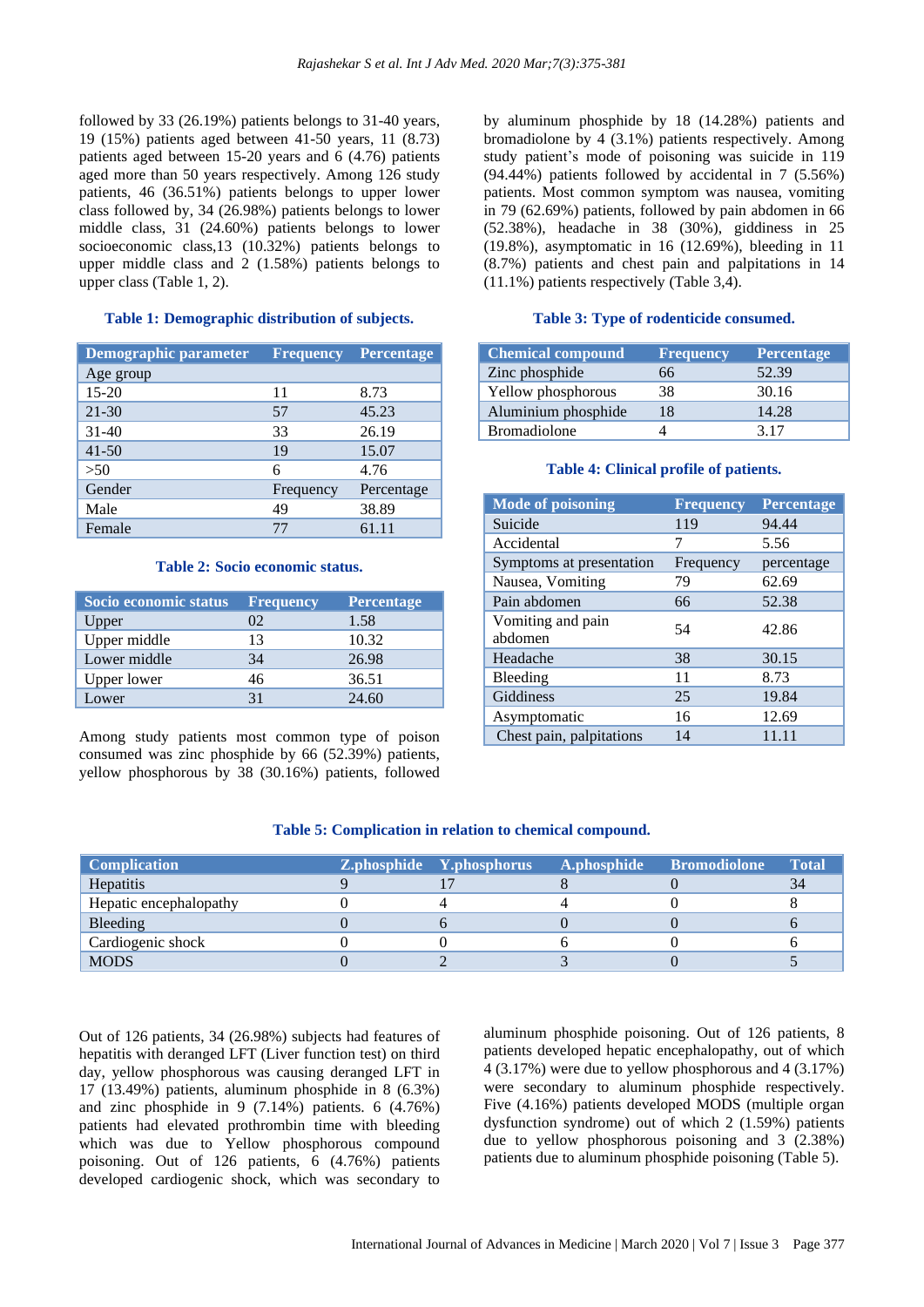followed by 33 (26.19%) patients belongs to 31-40 years, 19 (15%) patients aged between 41-50 years, 11 (8.73) patients aged between 15-20 years and 6 (4.76) patients aged more than 50 years respectively. Among 126 study patients, 46 (36.51%) patients belongs to upper lower class followed by, 34 (26.98%) patients belongs to lower middle class, 31 (24.60%) patients belongs to lower socioeconomic class,13 (10.32%) patients belongs to upper middle class and 2 (1.58%) patients belongs to upper class (Table 1, 2).

**Table 1: Demographic distribution of subjects.**

| Demographic parameter | Frequency | Percentage |
|---|---|---|
| Age group | | |
| 15-20 | 11 | 8.73 |
| 21-30 | 57 | 45.23 |
| 31-40 | 33 | 26.19 |
| 41-50 | 19 | 15.07 |
| >50 | 6 | 4.76 |
| Gender | Frequency | Percentage |
| Male | 49 | 38.89 |
| Female | 77 | 61.11 |

**Table 2: Socio economic status.**

| Socio economic status | Frequency | Percentage |
|---|---|---|
| Upper | 02 | 1.58 |
| Upper middle | 13 | 10.32 |
| Lower middle | 34 | 26.98 |
| Upper lower | 46 | 36.51 |
| Lower | 31 | 24.60 |

Among study patients most common type of poison consumed was zinc phosphide by 66 (52.39%) patients, yellow phosphorous by 38 (30.16%) patients, followed by aluminum phosphide by 18 (14.28%) patients and bromadiolone by 4 (3.1%) patients respectively. Among study patient's mode of poisoning was suicide in 119 (94.44%) patients followed by accidental in 7 (5.56%) patients. Most common symptom was nausea, vomiting in 79 (62.69%) patients, followed by pain abdomen in 66 (52.38%), headache in 38 (30%), giddiness in 25 (19.8%), asymptomatic in 16 (12.69%), bleeding in 11 (8.7%) patients and chest pain and palpitations in 14 (11.1%) patients respectively (Table 3,4).

**Table 3: Type of rodenticide consumed.**

| Chemical compound | Frequency | Percentage |
|---|---|---|
| Zinc phosphide | 66 | 52.39 |
| Yellow phosphorous | 38 | 30.16 |
| Aluminium phosphide | 18 | 14.28 |
| Bromadiolone | 4 | 3.17 |

**Table 4: Clinical profile of patients.**

| Mode of poisoning | Frequency | Percentage |
|---|---|---|
| Suicide | 119 | 94.44 |
| Accidental | 7 | 5.56 |
| Symptoms at presentation | Frequency | percentage |
| Nausea, Vomiting | 79 | 62.69 |
| Pain abdomen | 66 | 52.38 |
| Vomiting and pain abdomen | 54 | 42.86 |
| Headache | 38 | 30.15 |
| Bleeding | 11 | 8.73 |
| Giddiness | 25 | 19.84 |
| Asymptomatic | 16 | 12.69 |
| Chest pain, palpitations | 14 | 11.11 |

**Table 5: Complication in relation to chemical compound.**

| Complication | Z.phosphide | Y.phosphorus | A.phosphide | Bromodiolone | Total |
|---|---|---|---|---|---|
| Hepatitis | 9 | 17 | 8 | 0 | 34 |
| Hepatic encephalopathy | 0 | 4 | 4 | 0 | 8 |
| Bleeding | 0 | 6 | 0 | 0 | 6 |
| Cardiogenic shock | 0 | 0 | 6 | 0 | 6 |
| MODS | 0 | 2 | 3 | 0 | 5 |

Out of 126 patients, 34 (26.98%) subjects had features of hepatitis with deranged LFT (Liver function test) on third day, yellow phosphorous was causing deranged LFT in 17 (13.49%) patients, aluminum phosphide in 8 (6.3%) and zinc phosphide in 9 (7.14%) patients. 6 (4.76%) patients had elevated prothrombin time with bleeding which was due to Yellow phosphorous compound poisoning. Out of 126 patients, 6 (4.76%) patients developed cardiogenic shock, which was secondary to aluminum phosphide poisoning. Out of 126 patients, 8 patients developed hepatic encephalopathy, out of which 4 (3.17%) were due to yellow phosphorous and 4 (3.17%) were secondary to aluminum phosphide respectively. Five (4.16%) patients developed MODS (multiple organ dysfunction syndrome) out of which 2 (1.59%) patients due to yellow phosphorous poisoning and 3 (2.38%) patients due to aluminum phosphide poisoning (Table 5).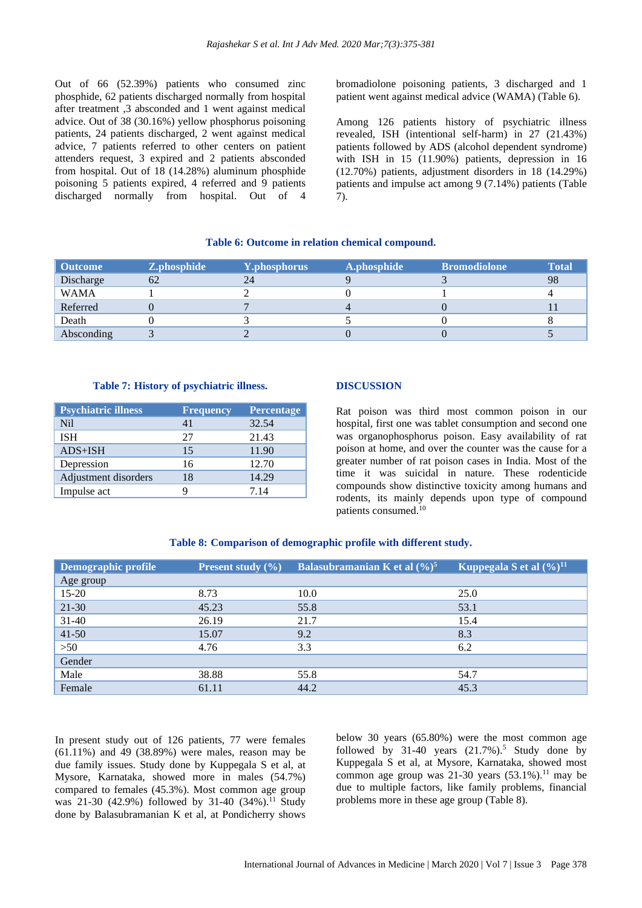Out of 66 (52.39%) patients who consumed zinc phosphide, 62 patients discharged normally from hospital after treatment ,3 absconded and 1 went against medical advice. Out of 38 (30.16%) yellow phosphorus poisoning patients, 24 patients discharged, 2 went against medical advice, 7 patients referred to other centers on patient attenders request, 3 expired and 2 patients absconded from hospital. Out of 18 (14.28%) aluminum phosphide poisoning 5 patients expired, 4 referred and 9 patients discharged normally from hospital. Out of 4 bromadiolone poisoning patients, 3 discharged and 1 patient went against medical advice (WAMA) (Table 6).

Among 126 patients history of psychiatric illness revealed, ISH (intentional self-harm) in 27 (21.43%) patients followed by ADS (alcohol dependent syndrome) with ISH in 15 (11.90%) patients, depression in 16 (12.70%) patients, adjustment disorders in 18 (14.29%) patients and impulse act among 9 (7.14%) patients (Table 7).

**Table 6: Outcome in relation chemical compound.**

| Outcome | Z.phosphide | Y.phosphorus | A.phosphide | Bromodiolone | Total |
|---|---|---|---|---|---|
| Discharge | 62 | 24 | 9 | 3 | 98 |
| WAMA | 1 | 2 | 0 | 1 | 4 |
| Referred | 0 | 7 | 4 | 0 | 11 |
| Death | 0 | 3 | 5 | 0 | 8 |
| Absconding | 3 | 2 | 0 | 0 | 5 |

**Table 7: History of psychiatric illness.**

| Psychiatric illness | Frequency | Percentage |
|---|---|---|
| Nil | 41 | 32.54 |
| ISH | 27 | 21.43 |
| ADS+ISH | 15 | 11.90 |
| Depression | 16 | 12.70 |
| Adjustment disorders | 18 | 14.29 |
| Impulse act | 9 | 7.14 |

## DISCUSSION

Rat poison was third most common poison in our hospital, first one was tablet consumption and second one was organophosphorus poison. Easy availability of rat poison at home, and over the counter was the cause for a greater number of rat poison cases in India. Most of the time it was suicidal in nature. These rodenticide compounds show distinctive toxicity among humans and rodents, its mainly depends upon type of compound patients consumed.[10]

**Table 8: Comparison of demographic profile with different study.**

| Demographic profile | Present study (%) | Balasubramanian K et al (%)[5] | Kuppegala S et al (%)[11] |
|---|---|---|---|
| Age group | | | |
| 15-20 | 8.73 | 10.0 | 25.0 |
| 21-30 | 45.23 | 55.8 | 53.1 |
| 31-40 | 26.19 | 21.7 | 15.4 |
| 41-50 | 15.07 | 9.2 | 8.3 |
| >50 | 4.76 | 3.3 | 6.2 |
| Gender | | | |
| Male | 38.88 | 55.8 | 54.7 |
| Female | 61.11 | 44.2 | 45.3 |

In present study out of 126 patients, 77 were females (61.11%) and 49 (38.89%) were males, reason may be due family issues. Study done by Kuppegala S et al, at Mysore, Karnataka, showed more in males (54.7%) compared to females (45.3%). Most common age group was 21-30 (42.9%) followed by 31-40 (34%).[11] Study done by Balasubramanian K et al, at Pondicherry shows below 30 years (65.80%) were the most common age followed by 31-40 years (21.7%).[5] Study done by Kuppegala S et al, at Mysore, Karnataka, showed most common age group was 21-30 years (53.1%).[11] may be due to multiple factors, like family problems, financial problems more in these age group (Table 8).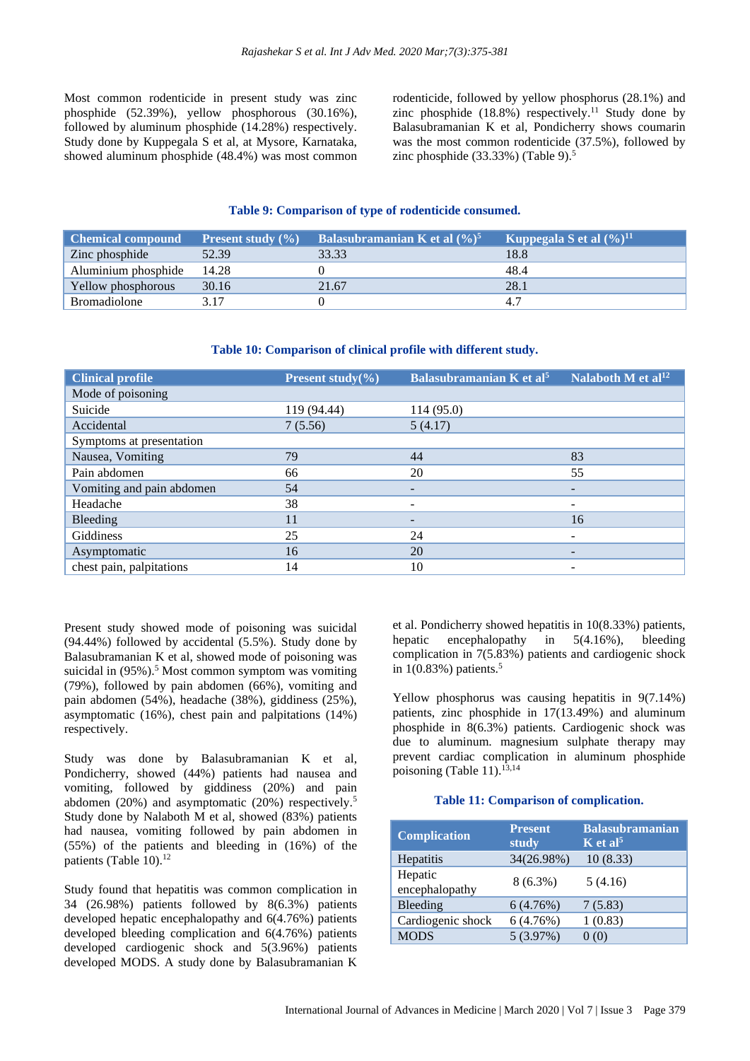Most common rodenticide in present study was zinc phosphide (52.39%), yellow phosphorous (30.16%), followed by aluminum phosphide (14.28%) respectively. Study done by Kuppegala S et al, at Mysore, Karnataka, showed aluminum phosphide (48.4%) was most common rodenticide, followed by yellow phosphorus (28.1%) and zinc phosphide (18.8%) respectively.[11] Study done by Balasubramanian K et al, Pondicherry shows coumarin was the most common rodenticide (37.5%), followed by zinc phosphide (33.33%) (Table 9).[5]

**Table 9: Comparison of type of rodenticide consumed.**

| Chemical compound | Present study (%) | Balasubramanian K et al (%)[5] | Kuppegala S et al (%)[11] |
|---|---|---|---|
| Zinc phosphide | 52.39 | 33.33 | 18.8 |
| Aluminium phosphide | 14.28 | 0 | 48.4 |
| Yellow phosphorous | 30.16 | 21.67 | 28.1 |
| Bromadiolone | 3.17 | 0 | 4.7 |

**Table 10: Comparison of clinical profile with different study.**

| Clinical profile | Present study(%) | Balasubramanian K et al[5] | Nalaboth M et al[12] |
|---|---|---|---|
| Mode of poisoning | | | |
| Suicide | 119 (94.44) | 114 (95.0) | |
| Accidental | 7 (5.56) | 5 (4.17) | |
| Symptoms at presentation | | | |
| Nausea, Vomiting | 79 | 44 | 83 |
| Pain abdomen | 66 | 20 | 55 |
| Vomiting and pain abdomen | 54 | - | - |
| Headache | 38 | - | - |
| Bleeding | 11 | - | 16 |
| Giddiness | 25 | 24 | - |
| Asymptomatic | 16 | 20 | - |
| chest pain, palpitations | 14 | 10 | - |

Present study showed mode of poisoning was suicidal (94.44%) followed by accidental (5.5%). Study done by Balasubramanian K et al, showed mode of poisoning was suicidal in (95%).[5] Most common symptom was vomiting (79%), followed by pain abdomen (66%), vomiting and pain abdomen (54%), headache (38%), giddiness (25%), asymptomatic (16%), chest pain and palpitations (14%) respectively.

Study was done by Balasubramanian K et al, Pondicherry, showed (44%) patients had nausea and vomiting, followed by giddiness (20%) and pain abdomen (20%) and asymptomatic (20%) respectively.[5] Study done by Nalaboth M et al, showed (83%) patients had nausea, vomiting followed by pain abdomen in (55%) of the patients and bleeding in (16%) of the patients (Table 10).[12]

Study found that hepatitis was common complication in 34 (26.98%) patients followed by 8(6.3%) patients developed hepatic encephalopathy and 6(4.76%) patients developed bleeding complication and 6(4.76%) patients developed cardiogenic shock and 5(3.96%) patients developed MODS. A study done by Balasubramanian K et al. Pondicherry showed hepatitis in 10(8.33%) patients, hepatic encephalopathy in 5(4.16%), bleeding complication in 7(5.83%) patients and cardiogenic shock in 1(0.83%) patients.[5]

Yellow phosphorus was causing hepatitis in 9(7.14%) patients, zinc phosphide in 17(13.49%) and aluminum phosphide in 8(6.3%) patients. Cardiogenic shock was due to aluminum. magnesium sulphate therapy may prevent cardiac complication in aluminum phosphide poisoning (Table 11).[13,14]

**Table 11: Comparison of complication.**

| Complication | Present study | Balasubramanian K et al[5] |
|---|---|---|
| Hepatitis | 34(26.98%) | 10 (8.33) |
| Hepatic encephalopathy | 8 (6.3%) | 5 (4.16) |
| Bleeding | 6 (4.76%) | 7 (5.83) |
| Cardiogenic shock | 6 (4.76%) | 1 (0.83) |
| MODS | 5 (3.97%) | 0 (0) |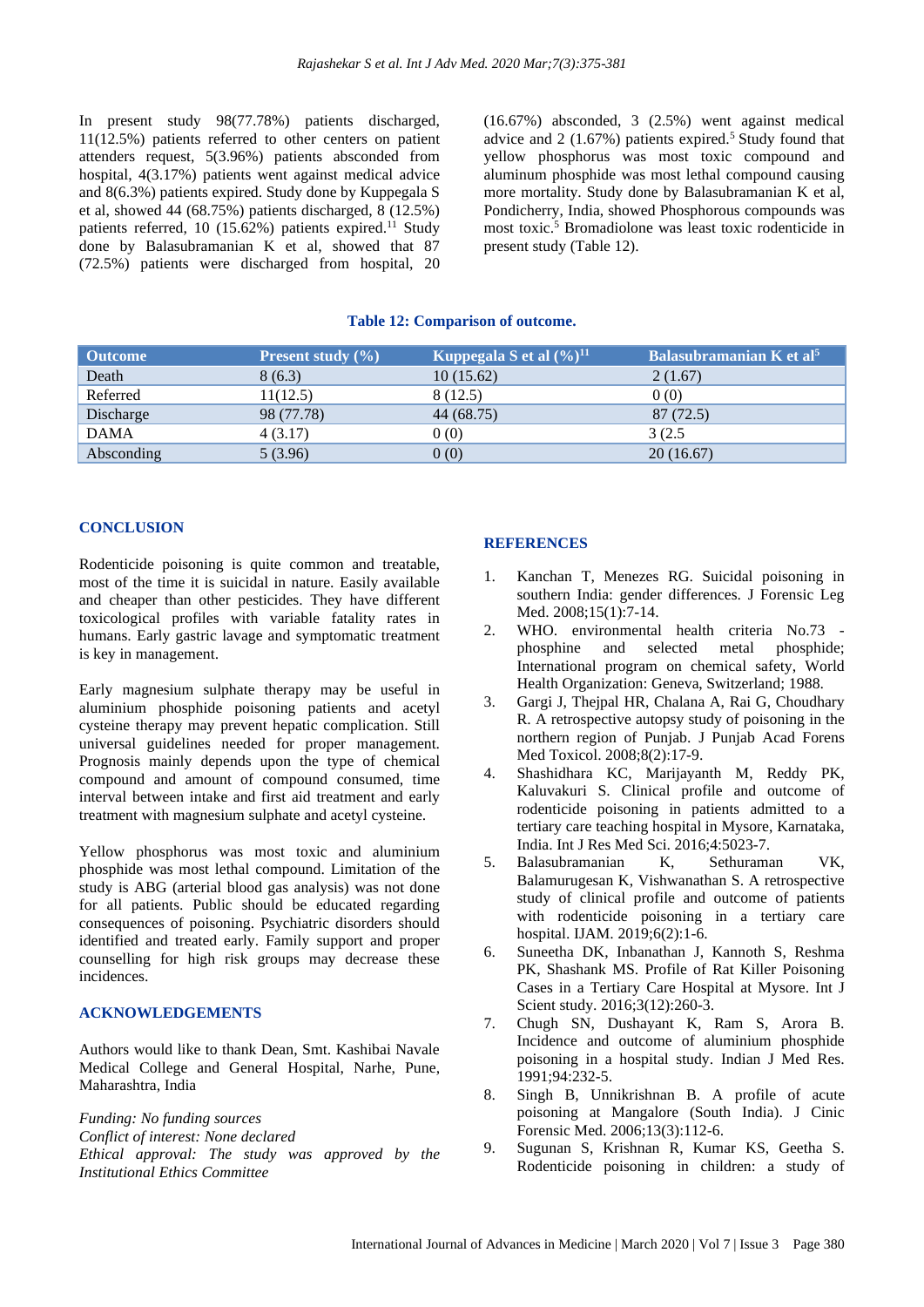In present study 98(77.78%) patients discharged, 11(12.5%) patients referred to other centers on patient attenders request, 5(3.96%) patients absconded from hospital, 4(3.17%) patients went against medical advice and 8(6.3%) patients expired. Study done by Kuppegala S et al, showed 44 (68.75%) patients discharged, 8 (12.5%) patients referred, 10 (15.62%) patients expired.[11] Study done by Balasubramanian K et al, showed that 87 (72.5%) patients were discharged from hospital, 20 (16.67%) absconded, 3 (2.5%) went against medical advice and 2 (1.67%) patients expired.[5] Study found that yellow phosphorus was most toxic compound and aluminum phosphide was most lethal compound causing more mortality. Study done by Balasubramanian K et al, Pondicherry, India, showed Phosphorous compounds was most toxic.[5] Bromadiolone was least toxic rodenticide in present study (Table 12).

**Table 12: Comparison of outcome.**

| Outcome | Present study (%) | Kuppegala S et al (%)[11] | Balasubramanian K et al[5] |
|---|---|---|---|
| Death | 8 (6.3) | 10 (15.62) | 2 (1.67) |
| Referred | 11(12.5) | 8 (12.5) | 0 (0) |
| Discharge | 98 (77.78) | 44 (68.75) | 87 (72.5) |
| DAMA | 4 (3.17) | 0 (0) | 3 (2.5 |
| Absconding | 5 (3.96) | 0 (0) | 20 (16.67) |

## CONCLUSION

Rodenticide poisoning is quite common and treatable, most of the time it is suicidal in nature. Easily available and cheaper than other pesticides. They have different toxicological profiles with variable fatality rates in humans. Early gastric lavage and symptomatic treatment is key in management.

Early magnesium sulphate therapy may be useful in aluminium phosphide poisoning patients and acetyl cysteine therapy may prevent hepatic complication. Still universal guidelines needed for proper management. Prognosis mainly depends upon the type of chemical compound and amount of compound consumed, time interval between intake and first aid treatment and early treatment with magnesium sulphate and acetyl cysteine.

Yellow phosphorus was most toxic and aluminium phosphide was most lethal compound. Limitation of the study is ABG (arterial blood gas analysis) was not done for all patients. Public should be educated regarding consequences of poisoning. Psychiatric disorders should identified and treated early. Family support and proper counselling for high risk groups may decrease these incidences.

## ACKNOWLEDGEMENTS

Authors would like to thank Dean, Smt. Kashibai Navale Medical College and General Hospital, Narhe, Pune, Maharashtra, India

*Funding: No funding sources*
*Conflict of interest: None declared*
*Ethical approval: The study was approved by the Institutional Ethics Committee*

## REFERENCES

1. Kanchan T, Menezes RG. Suicidal poisoning in southern India: gender differences. J Forensic Leg Med. 2008;15(1):7-14.
2. WHO. environmental health criteria No.73 - phosphine and selected metal phosphide; International program on chemical safety, World Health Organization: Geneva, Switzerland; 1988.
3. Gargi J, Thejpal HR, Chalana A, Rai G, Choudhary R. A retrospective autopsy study of poisoning in the northern region of Punjab. J Punjab Acad Forens Med Toxicol. 2008;8(2):17-9.
4. Shashidhara KC, Marijayanth M, Reddy PK, Kaluvakuri S. Clinical profile and outcome of rodenticide poisoning in patients admitted to a tertiary care teaching hospital in Mysore, Karnataka, India. Int J Res Med Sci. 2016;4:5023-7.
5. Balasubramanian K, Sethuraman VK, Balamurugesan K, Vishwanathan S. A retrospective study of clinical profile and outcome of patients with rodenticide poisoning in a tertiary care hospital. IJAM. 2019;6(2):1-6.
6. Suneetha DK, Inbanathan J, Kannoth S, Reshma PK, Shashank MS. Profile of Rat Killer Poisoning Cases in a Tertiary Care Hospital at Mysore. Int J Scient study. 2016;3(12):260-3.
7. Chugh SN, Dushayant K, Ram S, Arora B. Incidence and outcome of aluminium phosphide poisoning in a hospital study. Indian J Med Res. 1991;94:232-5.
8. Singh B, Unnikrishnan B. A profile of acute poisoning at Mangalore (South India). J Cinic Forensic Med. 2006;13(3):112-6.
9. Sugunan S, Krishnan R, Kumar KS, Geetha S. Rodenticide poisoning in children: a study of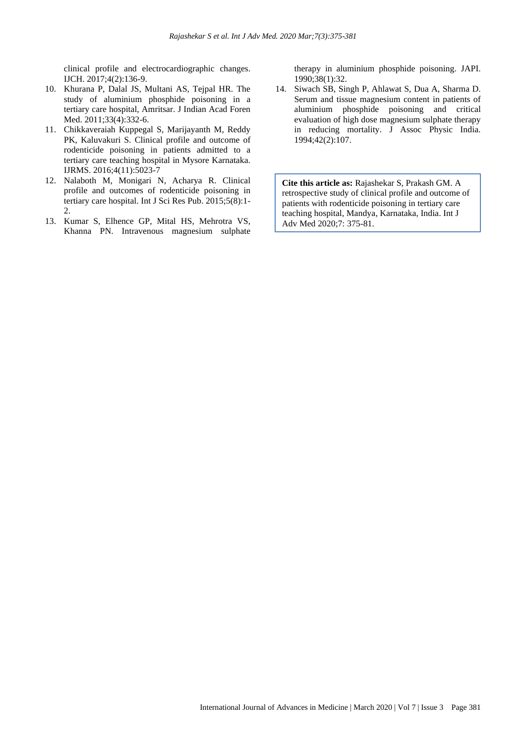clinical profile and electrocardiographic changes. IJCH. 2017;4(2):136-9.

10. Khurana P, Dalal JS, Multani AS, Tejpal HR. The study of aluminium phosphide poisoning in a tertiary care hospital, Amritsar. J Indian Acad Foren Med. 2011;33(4):332-6.
11. Chikkaveraiah Kuppegal S, Marijayanth M, Reddy PK, Kaluvakuri S. Clinical profile and outcome of rodenticide poisoning in patients admitted to a tertiary care teaching hospital in Mysore Karnataka. IJRMS. 2016;4(11):5023-7
12. Nalaboth M, Monigari N, Acharya R. Clinical profile and outcomes of rodenticide poisoning in tertiary care hospital. Int J Sci Res Pub. 2015;5(8):1-2.
13. Kumar S, Elhence GP, Mital HS, Mehrotra VS, Khanna PN. Intravenous magnesium sulphate therapy in aluminium phosphide poisoning. JAPI. 1990;38(1):32.
14. Siwach SB, Singh P, Ahlawat S, Dua A, Sharma D. Serum and tissue magnesium content in patients of aluminium phosphide poisoning and critical evaluation of high dose magnesium sulphate therapy in reducing mortality. J Assoc Physic India. 1994;42(2):107.

**Cite this article as:** Rajashekar S, Prakash GM. A retrospective study of clinical profile and outcome of patients with rodenticide poisoning in tertiary care teaching hospital, Mandya, Karnataka, India. Int J Adv Med 2020;7: 375-81.